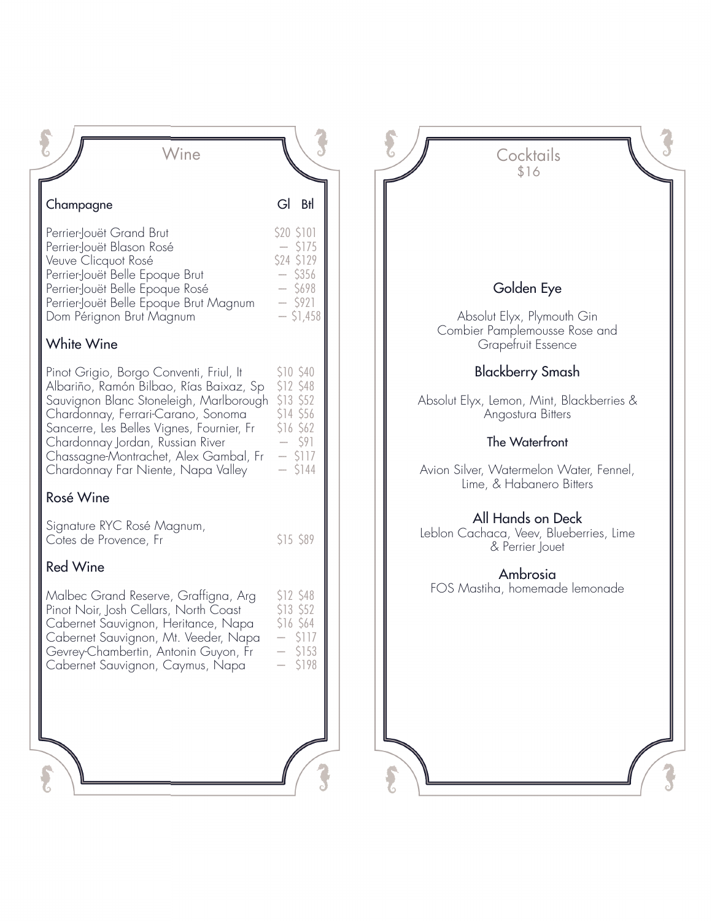# Wine

## Champagne

| Champagne | Gl | Btl |
|---|---|---|
| Perrier-Jouët Grand Brut | $20 | $101 |
| Perrier-Jouët Blason Rosé | — | $175 |
| Veuve Clicquot Rosé | $24 | $129 |
| Perrier-Jouët Belle Epoque Brut | — | $356 |
| Perrier-Jouët Belle Epoque Rosé | — | $698 |
| Perrier-Jouët Belle Epoque Brut Magnum | — | $921 |
| Dom Pérignon Brut Magnum | — | $1,458 |

## White Wine

| | | |
|---|---|---|
| Pinot Grigio, Borgo Conventi, Friul, It | $10 | $40 |
| Albariño, Ramón Bilbao, Rías Baixaz, Sp | $12 | $48 |
| Sauvignon Blanc Stoneleigh, Marlborough | $13 | $52 |
| Chardonnay, Ferrari-Carano, Sonoma | $14 | $56 |
| Sancerre, Les Belles Vignes, Fournier, Fr | $16 | $62 |
| Chardonnay Jordan, Russian River | — | $91 |
| Chassagne-Montrachet, Alex Gambal, Fr | — | $117 |
| Chardonnay Far Niente, Napa Valley | — | $144 |

## Rosé Wine

| | | |
|---|---|---|
| Signature RYC Rosé Magnum, Cotes de Provence, Fr | $15 | $89 |

## Red Wine

| | | |
|---|---|---|
| Malbec Grand Reserve, Graffigna, Arg | $12 | $48 |
| Pinot Noir, Josh Cellars, North Coast | $13 | $52 |
| Cabernet Sauvignon, Heritance, Napa | $16 | $64 |
| Cabernet Sauvignon, Mt. Veeder, Napa | — | $117 |
| Gevrey-Chambertin, Antonin Guyon, Fr | — | $153 |
| Cabernet Sauvignon, Caymus, Napa | — | $198 |

# Cocktails
$16

### Golden Eye

Absolut Elyx, Plymouth Gin
Combier Pamplemousse Rose and
Grapefruit Essence

### Blackberry Smash

Absolut Elyx, Lemon, Mint, Blackberries &
Angostura Bitters

### The Waterfront

Avion Silver, Watermelon Water, Fennel,
Lime, & Habanero Bitters

### All Hands on Deck

Leblon Cachaca, Veev, Blueberries, Lime
& Perrier Jouet

### Ambrosia

FOS Mastiha, homemade lemonade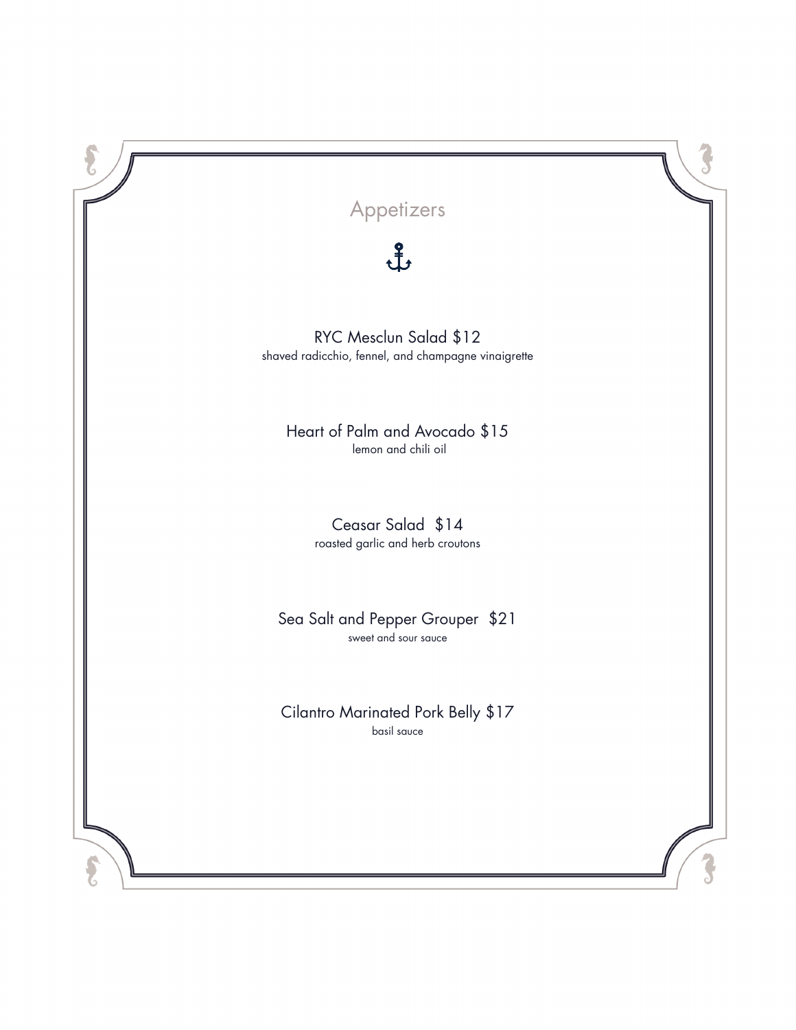# Appetizers

RYC Mesclun Salad $12

shaved radicchio, fennel, and champagne vinaigrette

Heart of Palm and Avocado $15

lemon and chili oil

Ceasar Salad $14

roasted garlic and herb croutons

Sea Salt and Pepper Grouper $21

sweet and sour sauce

Cilantro Marinated Pork Belly $17

basil sauce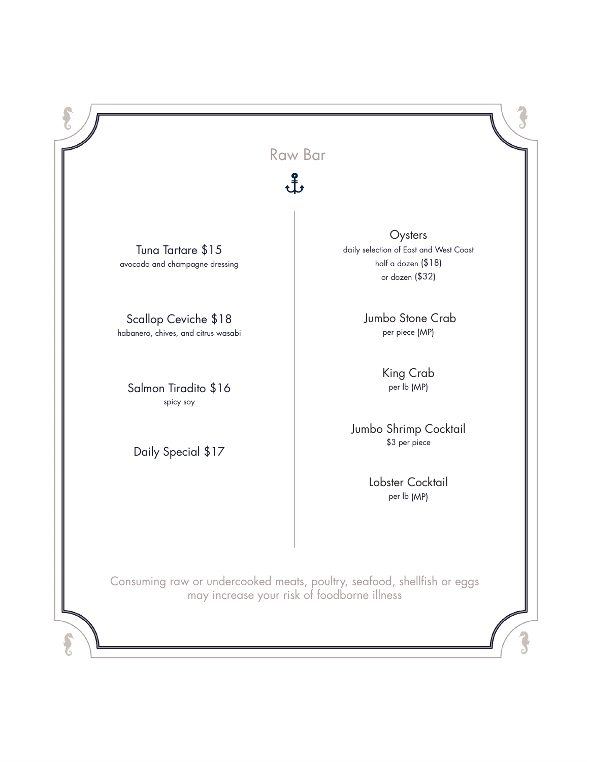# Raw Bar

Tuna Tartare $15
avocado and champagne dressing

Scallop Ceviche $18
habanero, chives, and citrus wasabi

Salmon Tiradito $16
spicy soy

Daily Special $17

Oysters
daily selection of East and West Coast
half a dozen ($18)
or dozen ($32)

Jumbo Stone Crab
per piece (MP)

King Crab
per lb (MP)

Jumbo Shrimp Cocktail
$3 per piece

Lobster Cocktail
per lb (MP)

Consuming raw or undercooked meats, poultry, seafood, shellfish or eggs may increase your risk of foodborne illness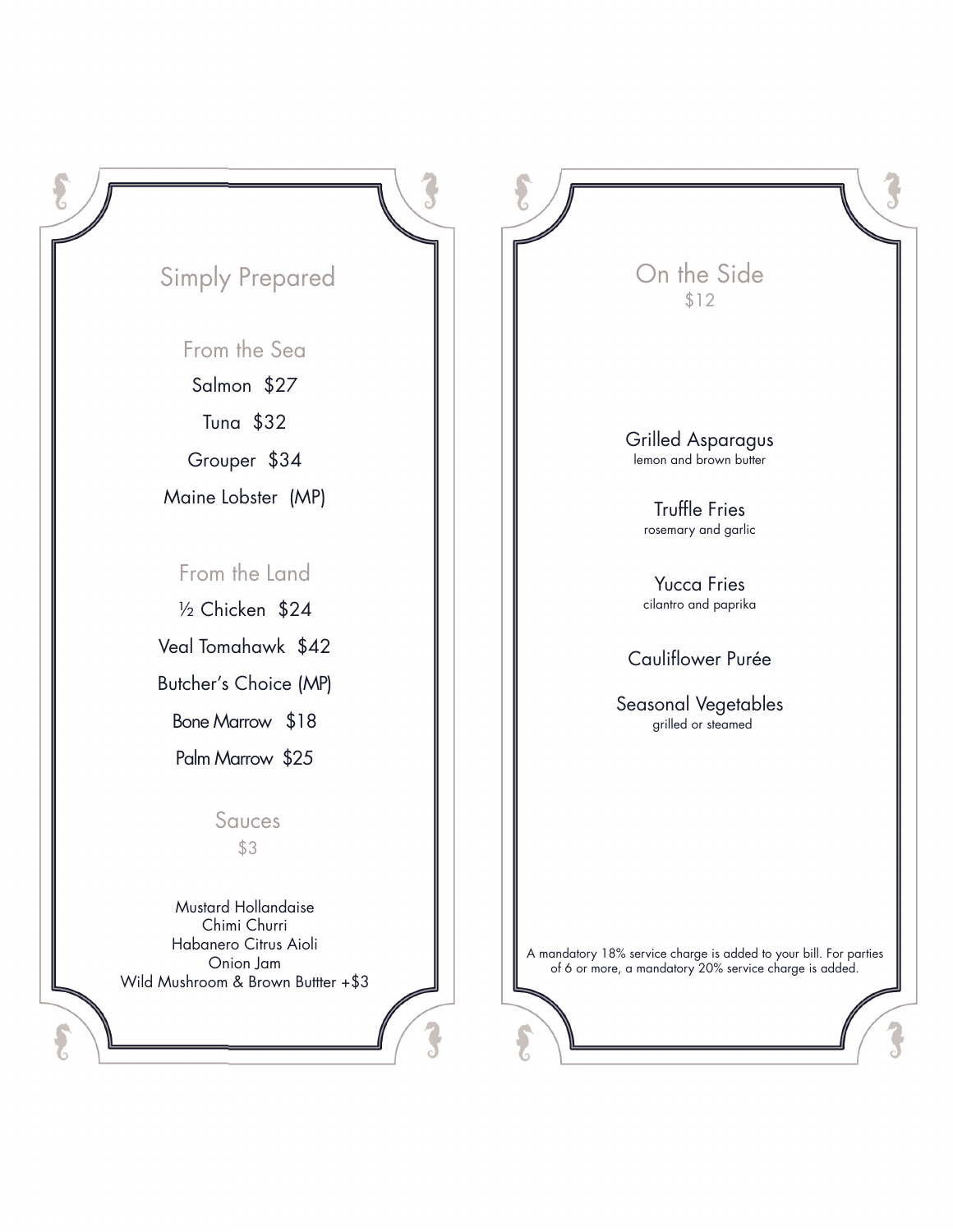## Simply Prepared

### From the Sea

Salmon $27

Tuna $32

Grouper $34

Maine Lobster (MP)

### From the Land

½ Chicken $24

Veal Tomahawk $42

Butcher's Choice (MP)

Bone Marrow $18

Palm Marrow $25

### Sauces

$3

Mustard Hollandaise
Chimi Churri
Habanero Citrus Aioli
Onion Jam
Wild Mushroom & Brown Butter +$3

## On the Side

$12

Grilled Asparagus
lemon and brown butter

Truffle Fries
rosemary and garlic

Yucca Fries
cilantro and paprika

Cauliflower Purée

Seasonal Vegetables
grilled or steamed

A mandatory 18% service charge is added to your bill. For parties of 6 or more, a mandatory 20% service charge is added.